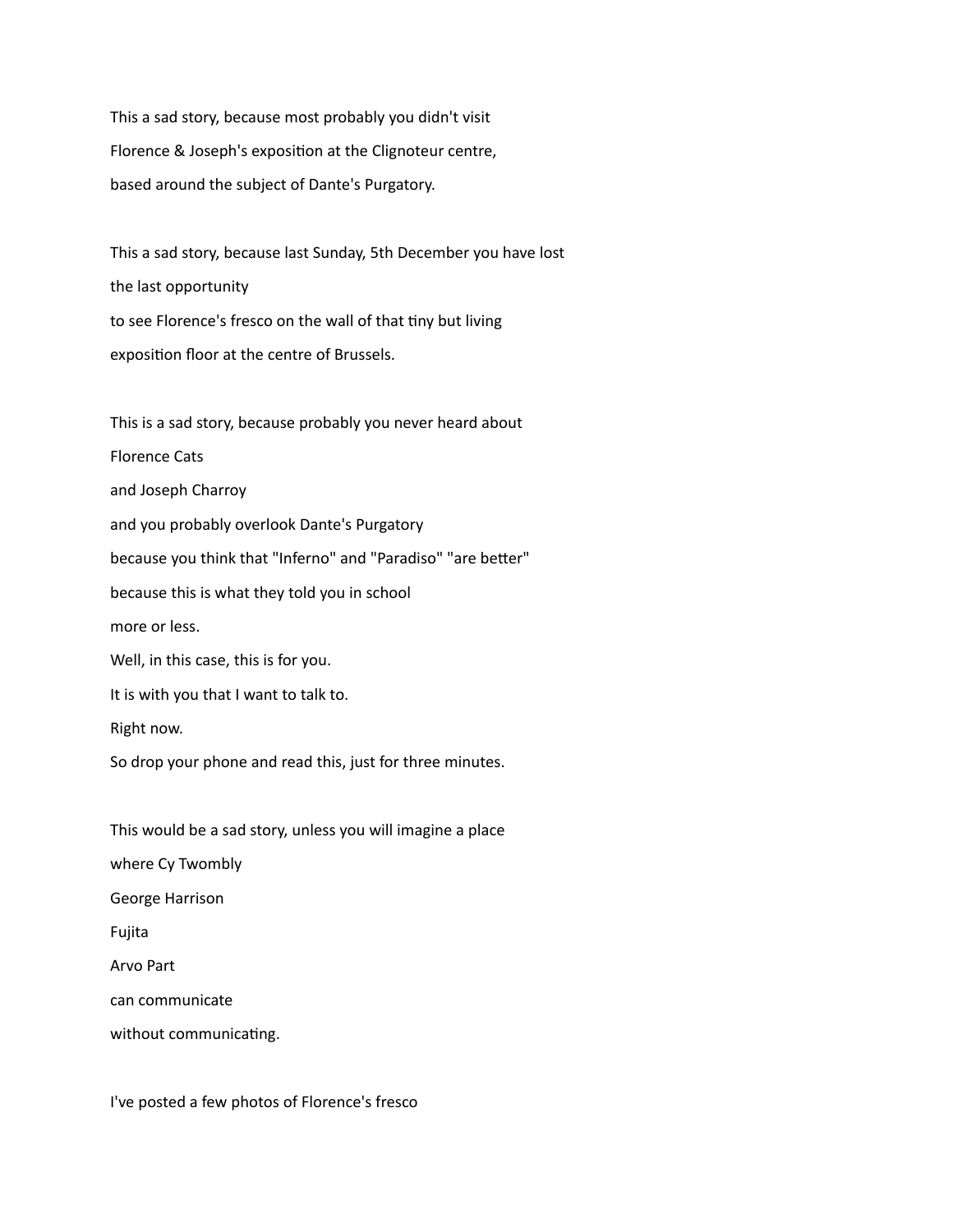This a sad story, because most probably you didn't visit
Florence & Joseph's exposition at the Clignoteur centre,
based around the subject of Dante's Purgatory.

This a sad story, because last Sunday, 5th December you have lost
the last opportunity
to see Florence's fresco on the wall of that tiny but living
exposition floor at the centre of Brussels.

This is a sad story, because probably you never heard about
Florence Cats
and Joseph Charroy
and you probably overlook Dante's Purgatory
because you think that "Inferno" and "Paradiso" "are better"
because this is what they told you in school
more or less.
Well, in this case, this is for you.
It is with you that I want to talk to.
Right now.
So drop your phone and read this, just for three minutes.

This would be a sad story, unless you will imagine a place
where Cy Twombly
George Harrison
Fujita
Arvo Part
can communicate
without communicating.

I've posted a few photos of Florence's fresco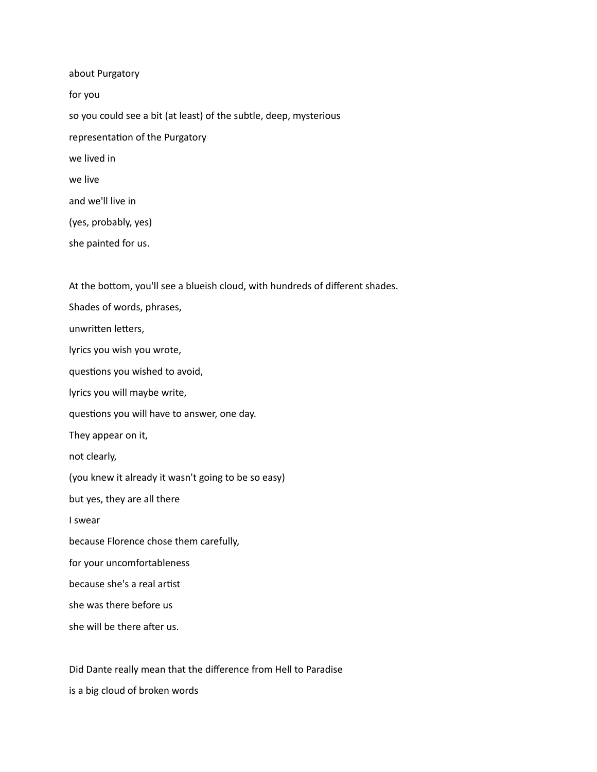about Purgatory

for you

so you could see a bit (at least) of the subtle, deep, mysterious

representation of the Purgatory

we lived in

we live

and we'll live in

(yes, probably, yes)

she painted for us.

At the bottom, you'll see a blueish cloud, with hundreds of different shades.

Shades of words, phrases,

unwritten letters,

lyrics you wish you wrote,

questions you wished to avoid,

lyrics you will maybe write,

questions you will have to answer, one day.

They appear on it,

not clearly,

(you knew it already it wasn't going to be so easy)

but yes, they are all there

I swear

because Florence chose them carefully,

for your uncomfortableness

because she's a real artist

she was there before us

she will be there after us.

Did Dante really mean that the difference from Hell to Paradise

is a big cloud of broken words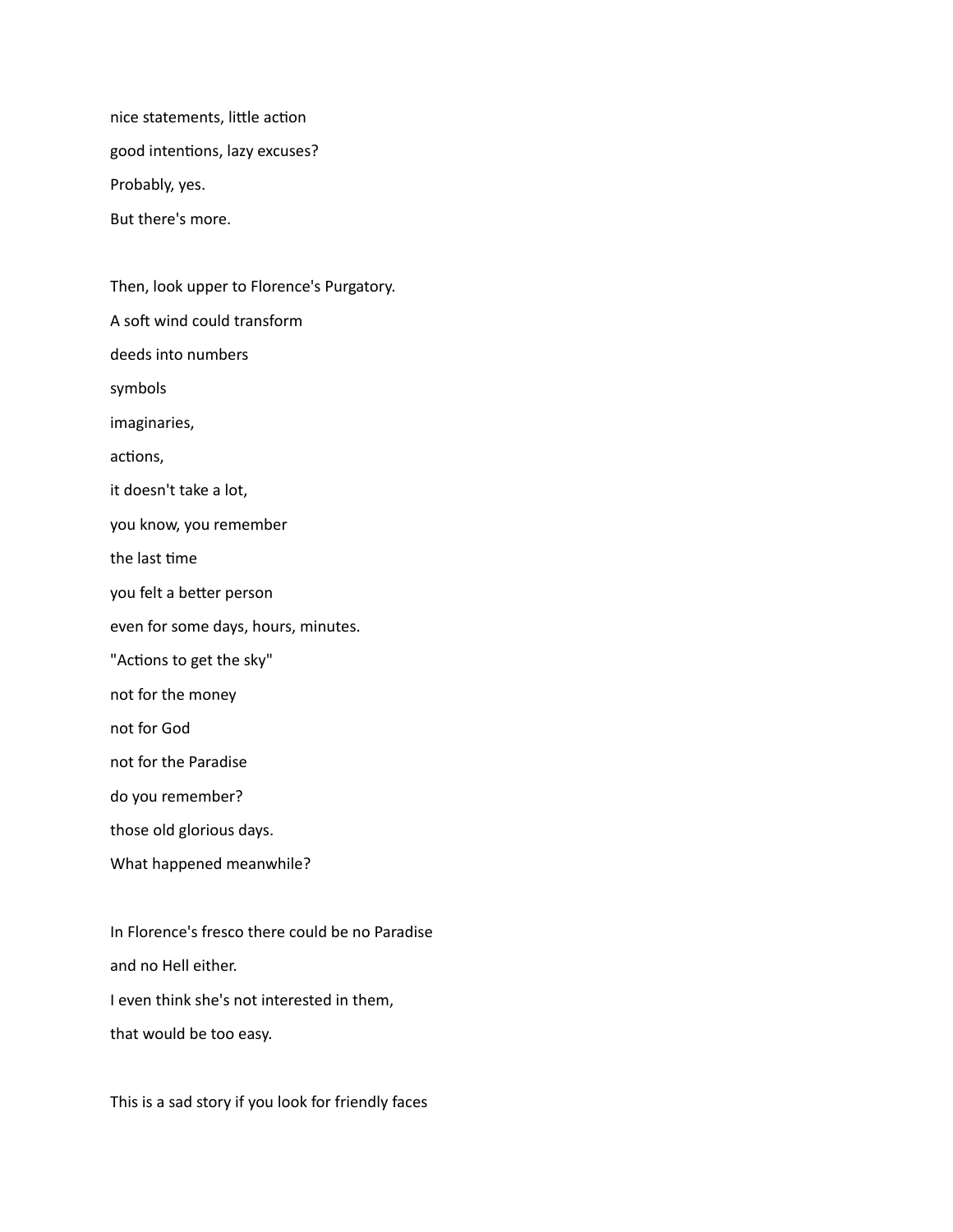nice statements, little action

good intentions, lazy excuses?

Probably, yes.

But there's more.

Then, look upper to Florence's Purgatory.

A soft wind could transform

deeds into numbers

symbols

imaginaries,

actions,

it doesn't take a lot,

you know, you remember

the last time

you felt a better person

even for some days, hours, minutes.

"Actions to get the sky"

not for the money

not for God

not for the Paradise

do you remember?

those old glorious days.

What happened meanwhile?

In Florence's fresco there could be no Paradise

and no Hell either.

I even think she's not interested in them,

that would be too easy.

This is a sad story if you look for friendly faces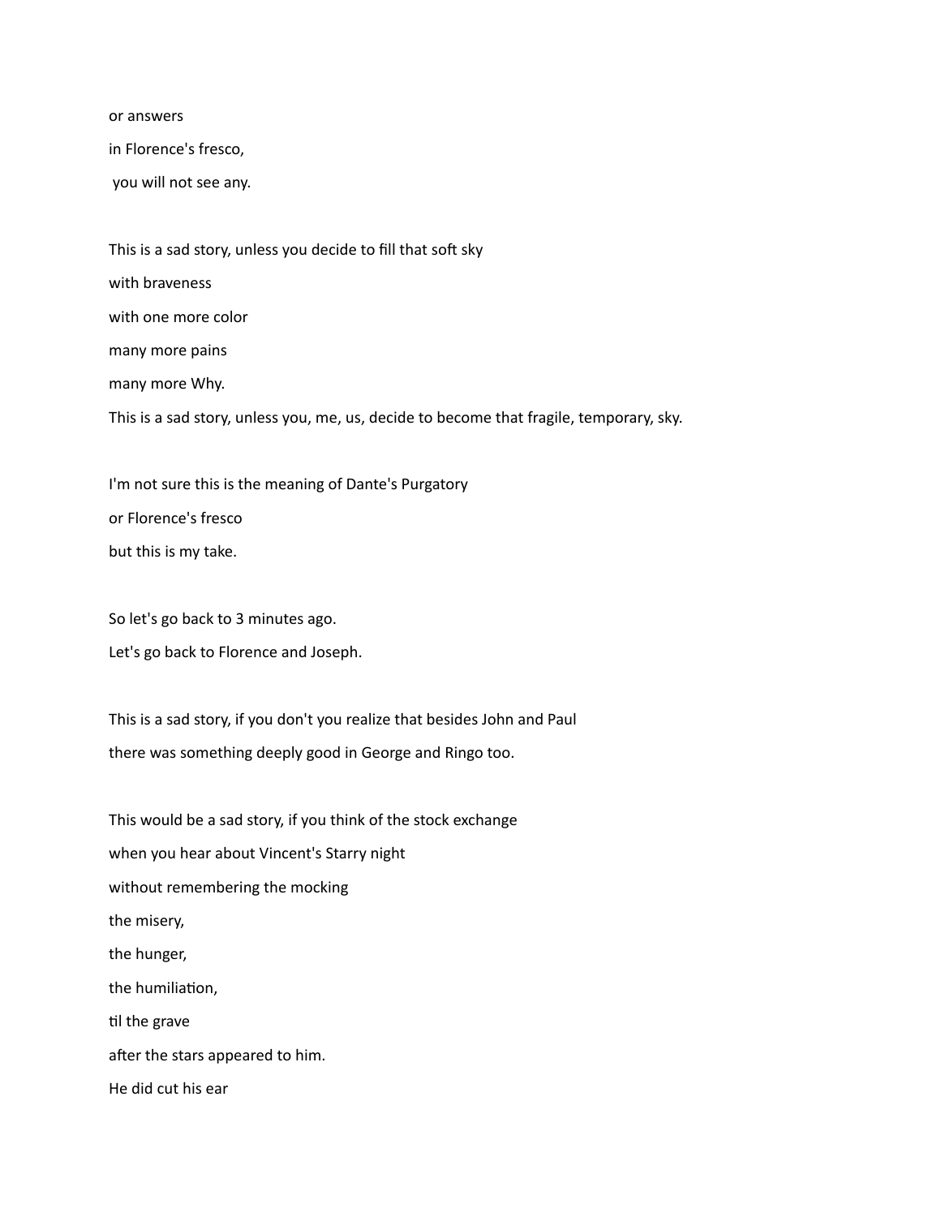or answers

in Florence's fresco,

you will not see any.

This is a sad story, unless you decide to fill that soft sky

with braveness

with one more color

many more pains

many more Why.

This is a sad story, unless you, me, us, decide to become that fragile, temporary, sky.

I'm not sure this is the meaning of Dante's Purgatory

or Florence's fresco

but this is my take.

So let's go back to 3 minutes ago.

Let's go back to Florence and Joseph.

This is a sad story, if you don't you realize that besides John and Paul

there was something deeply good in George and Ringo too.

This would be a sad story, if you think of the stock exchange

when you hear about Vincent's Starry night

without remembering the mocking

the misery,

the hunger,

the humiliation,

til the grave

after the stars appeared to him.

He did cut his ear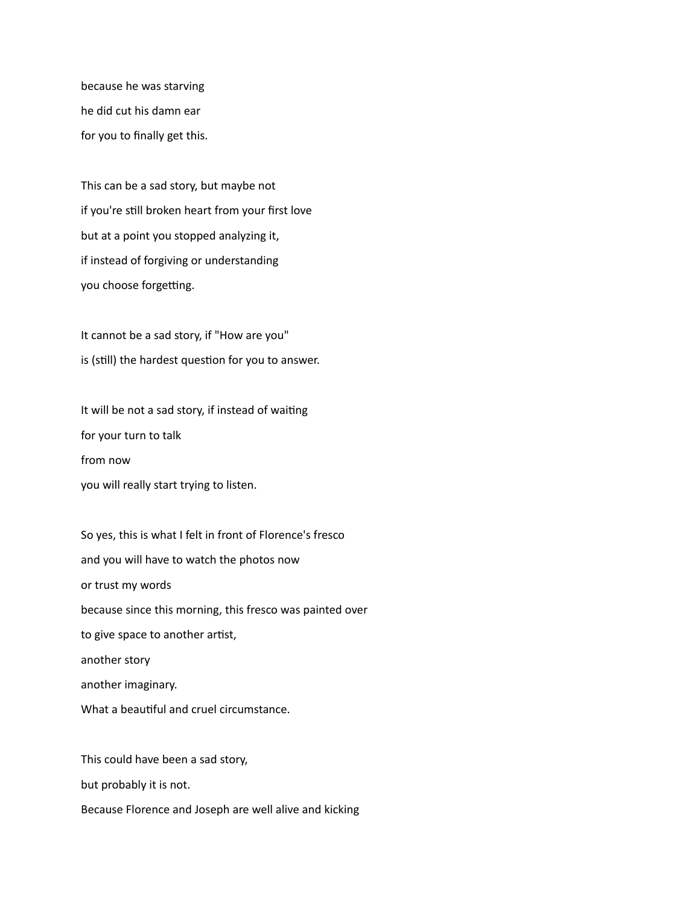because he was starving  
he did cut his damn ear  
for you to finally get this.

This can be a sad story, but maybe not  
if you're still broken heart from your first love  
but at a point you stopped analyzing it,  
if instead of forgiving or understanding  
you choose forgetting.

It cannot be a sad story, if "How are you"  
is (still) the hardest question for you to answer.

It will be not a sad story, if instead of waiting  
for your turn to talk  
from now  
you will really start trying to listen.

So yes, this is what I felt in front of Florence's fresco  
and you will have to watch the photos now  
or trust my words  
because since this morning, this fresco was painted over  
to give space to another artist,  
another story  
another imaginary.  
What a beautiful and cruel circumstance.

This could have been a sad story,  
but probably it is not.  
Because Florence and Joseph are well alive and kicking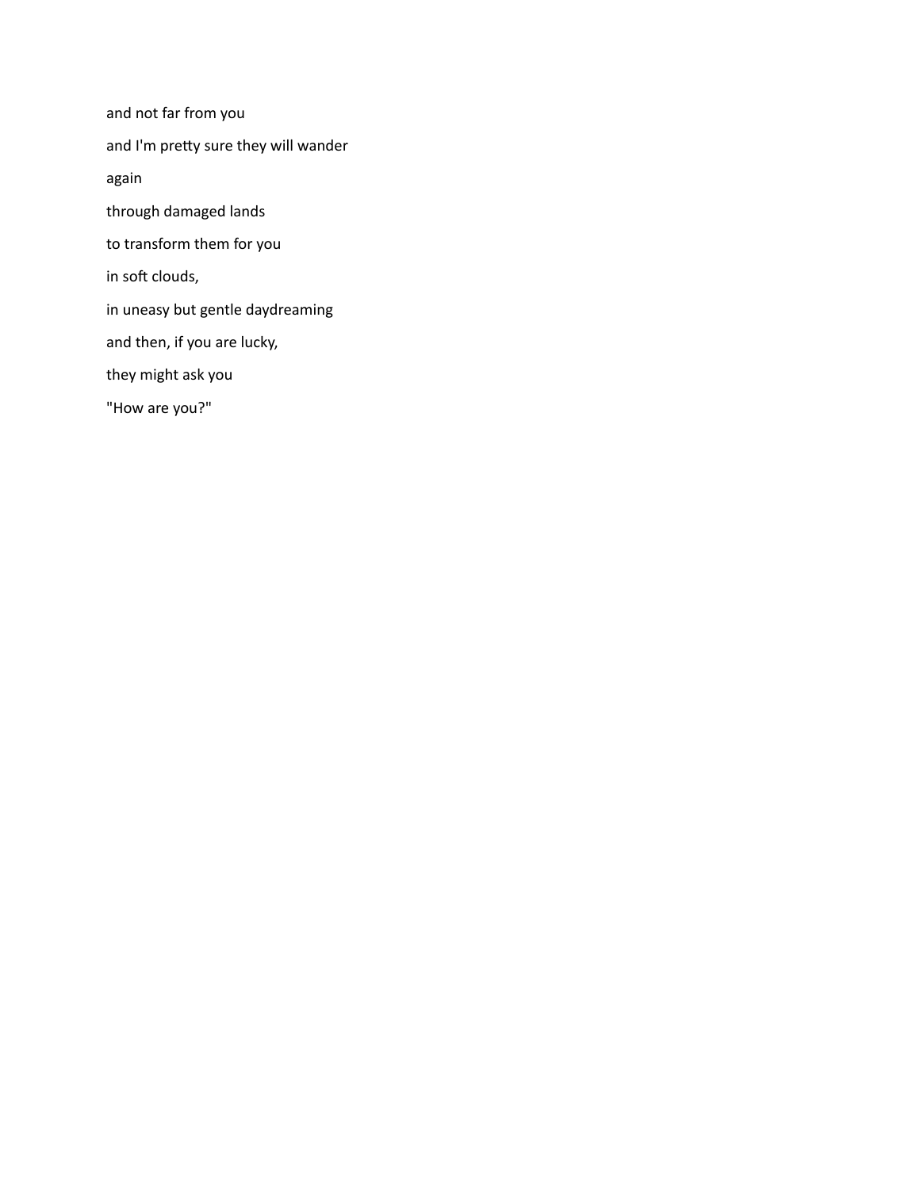and not far from you

and I'm pretty sure they will wander

again

through damaged lands

to transform them for you

in soft clouds,

in uneasy but gentle daydreaming

and then, if you are lucky,

they might ask you

"How are you?"